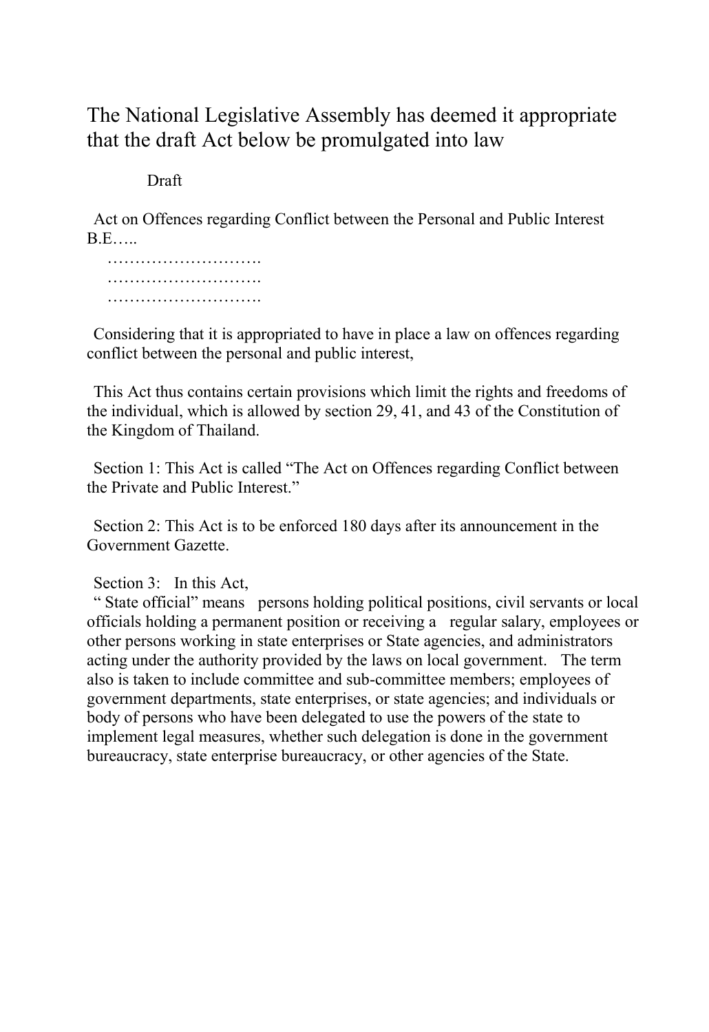# The National Legislative Assembly has deemed it appropriate that the draft Act below be promulgated into law

Draft

Act on Offences regarding Conflict between the Personal and Public Interest B.E…..

……………………….

……………………….

……………………….

Considering that it is appropriated to have in place a law on offences regarding conflict between the personal and public interest,

This Act thus contains certain provisions which limit the rights and freedoms of the individual, which is allowed by section 29, 41, and 43 of the Constitution of the Kingdom of Thailand.

Section 1: This Act is called "The Act on Offences regarding Conflict between the Private and Public Interest."

Section 2: This Act is to be enforced 180 days after its announcement in the Government Gazette.

Section 3: In this Act,

" State official" means persons holding political positions, civil servants or local officials holding a permanent position or receiving a regular salary, employees or other persons working in state enterprises or State agencies, and administrators acting under the authority provided by the laws on local government. The term also is taken to include committee and sub-committee members; employees of government departments, state enterprises, or state agencies; and individuals or body of persons who have been delegated to use the powers of the state to implement legal measures, whether such delegation is done in the government bureaucracy, state enterprise bureaucracy, or other agencies of the State.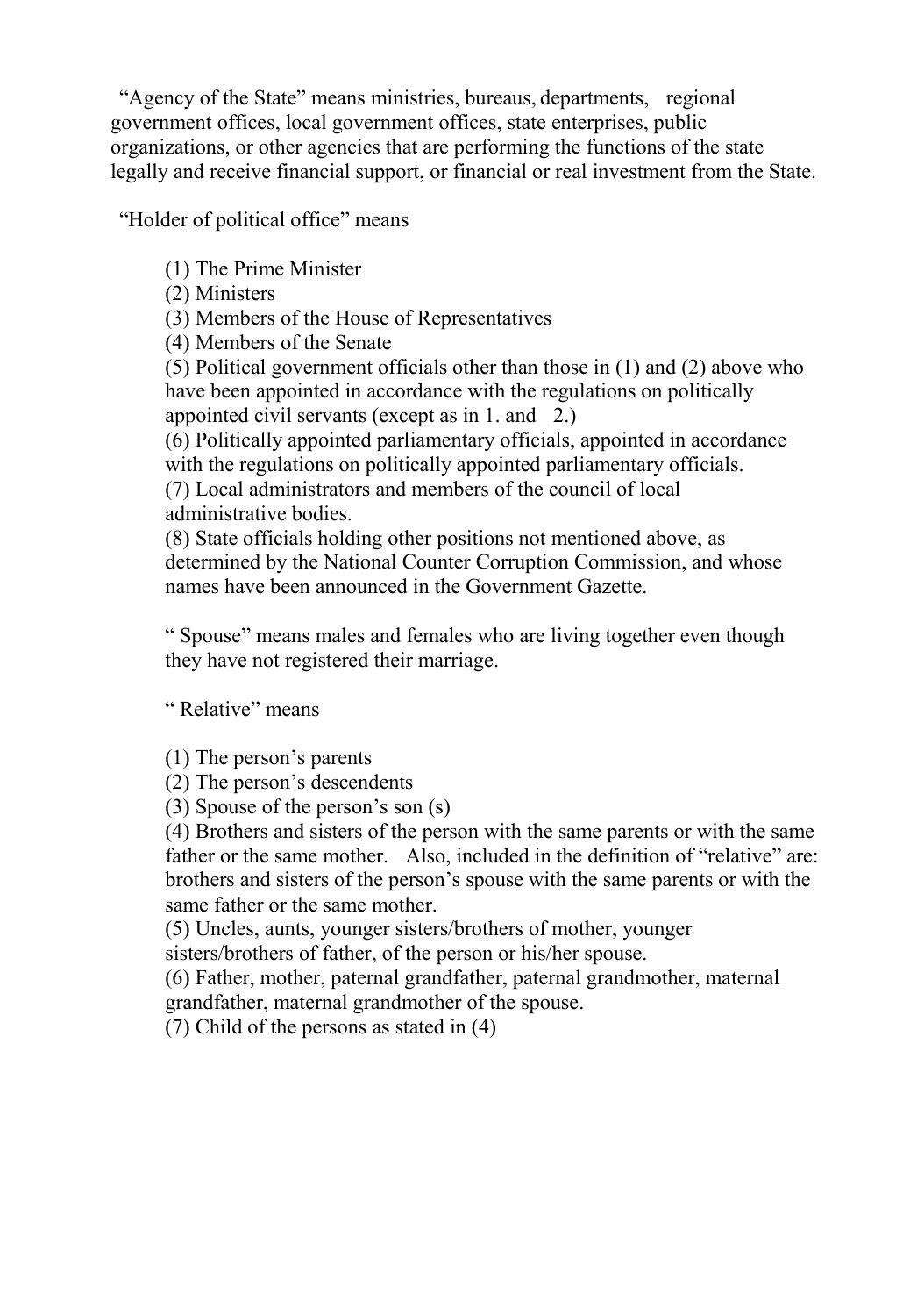"Agency of the State" means ministries, bureaus, departments, regional government offices, local government offices, state enterprises, public organizations, or other agencies that are performing the functions of the state legally and receive financial support, or financial or real investment from the State.

"Holder of political office" means

(1) The Prime Minister
(2) Ministers
(3) Members of the House of Representatives
(4) Members of the Senate
(5) Political government officials other than those in (1) and (2) above who have been appointed in accordance with the regulations on politically appointed civil servants (except as in 1. and 2.)
(6) Politically appointed parliamentary officials, appointed in accordance with the regulations on politically appointed parliamentary officials.
(7) Local administrators and members of the council of local administrative bodies.
(8) State officials holding other positions not mentioned above, as determined by the National Counter Corruption Commission, and whose names have been announced in the Government Gazette.

" Spouse" means males and females who are living together even though they have not registered their marriage.

" Relative" means

(1) The person's parents
(2) The person's descendents
(3) Spouse of the person's son (s)
(4) Brothers and sisters of the person with the same parents or with the same father or the same mother. Also, included in the definition of "relative" are: brothers and sisters of the person's spouse with the same parents or with the same father or the same mother.
(5) Uncles, aunts, younger sisters/brothers of mother, younger sisters/brothers of father, of the person or his/her spouse.
(6) Father, mother, paternal grandfather, paternal grandmother, maternal grandfather, maternal grandmother of the spouse.
(7) Child of the persons as stated in (4)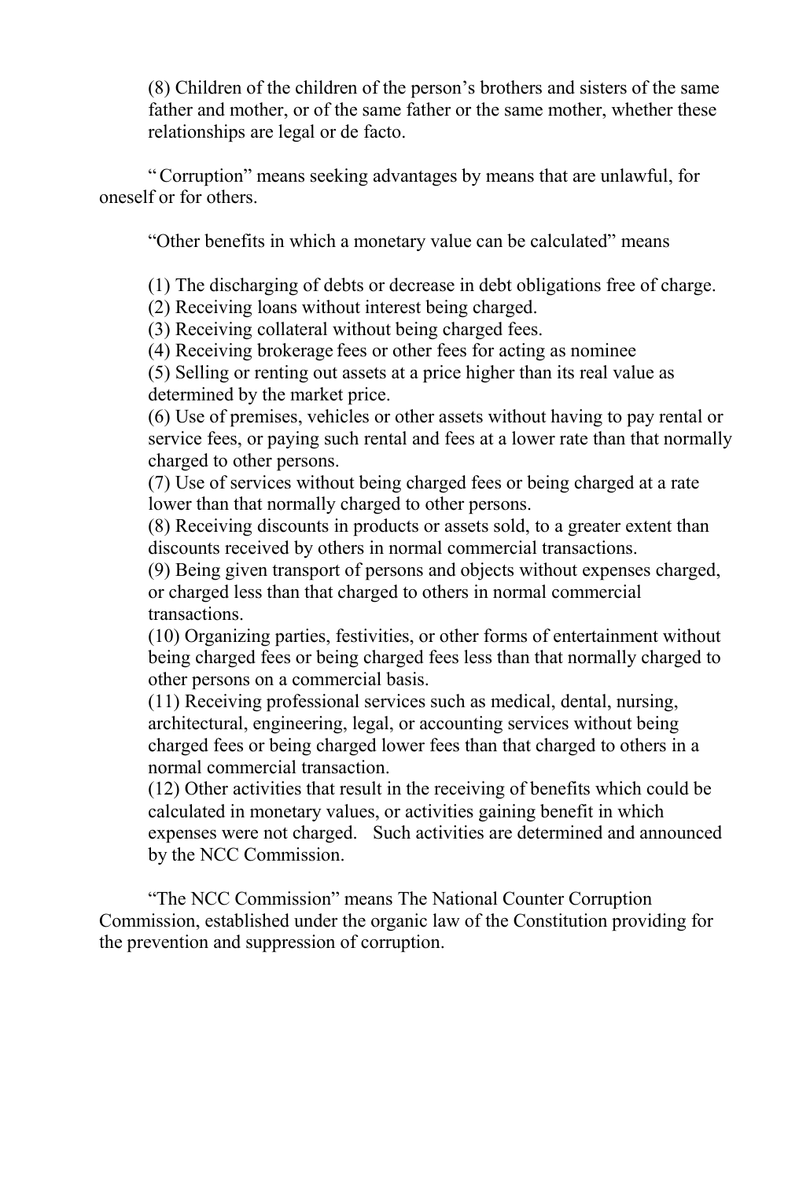(8) Children of the children of the person's brothers and sisters of the same father and mother, or of the same father or the same mother, whether these relationships are legal or de facto.

"Corruption" means seeking advantages by means that are unlawful, for oneself or for others.

"Other benefits in which a monetary value can be calculated" means

(1) The discharging of debts or decrease in debt obligations free of charge.
(2) Receiving loans without interest being charged.
(3) Receiving collateral without being charged fees.
(4) Receiving brokerage fees or other fees for acting as nominee
(5) Selling or renting out assets at a price higher than its real value as determined by the market price.
(6) Use of premises, vehicles or other assets without having to pay rental or service fees, or paying such rental and fees at a lower rate than that normally charged to other persons.
(7) Use of services without being charged fees or being charged at a rate lower than that normally charged to other persons.
(8) Receiving discounts in products or assets sold, to a greater extent than discounts received by others in normal commercial transactions.
(9) Being given transport of persons and objects without expenses charged, or charged less than that charged to others in normal commercial transactions.
(10) Organizing parties, festivities, or other forms of entertainment without being charged fees or being charged fees less than that normally charged to other persons on a commercial basis.
(11) Receiving professional services such as medical, dental, nursing, architectural, engineering, legal, or accounting services without being charged fees or being charged lower fees than that charged to others in a normal commercial transaction.
(12) Other activities that result in the receiving of benefits which could be calculated in monetary values, or activities gaining benefit in which expenses were not charged. Such activities are determined and announced by the NCC Commission.

"The NCC Commission" means The National Counter Corruption Commission, established under the organic law of the Constitution providing for the prevention and suppression of corruption.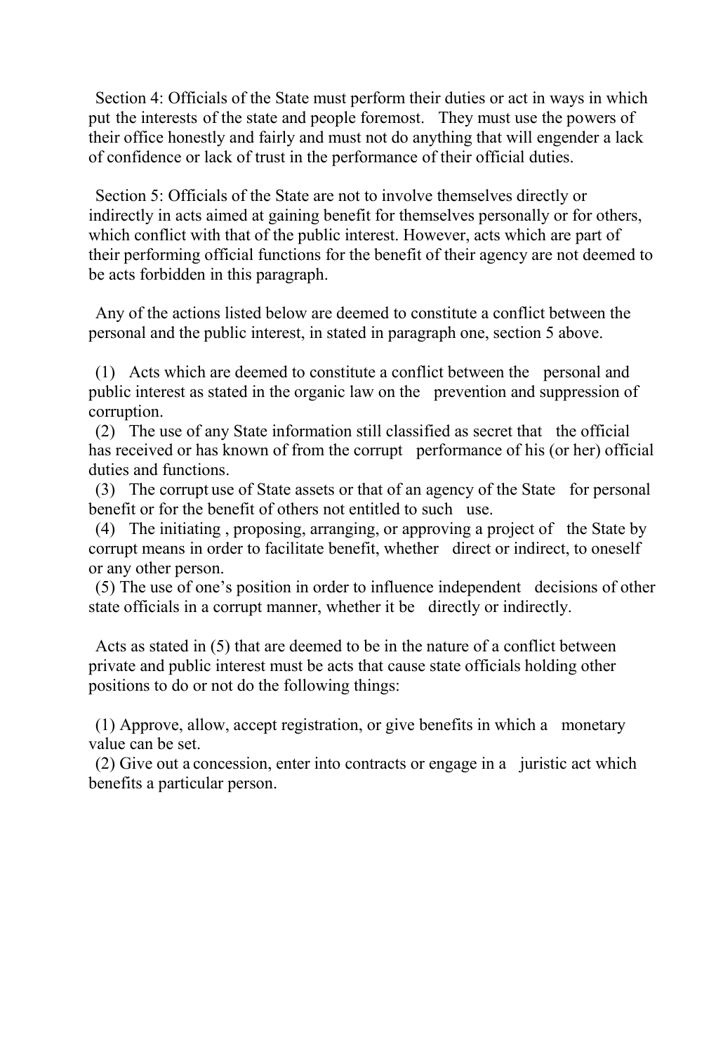Section 4: Officials of the State must perform their duties or act in ways in which put the interests of the state and people foremost. They must use the powers of their office honestly and fairly and must not do anything that will engender a lack of confidence or lack of trust in the performance of their official duties.

Section 5: Officials of the State are not to involve themselves directly or indirectly in acts aimed at gaining benefit for themselves personally or for others, which conflict with that of the public interest. However, acts which are part of their performing official functions for the benefit of their agency are not deemed to be acts forbidden in this paragraph.

Any of the actions listed below are deemed to constitute a conflict between the personal and the public interest, in stated in paragraph one, section 5 above.

(1) Acts which are deemed to constitute a conflict between the personal and public interest as stated in the organic law on the prevention and suppression of corruption.
(2) The use of any State information still classified as secret that the official has received or has known of from the corrupt performance of his (or her) official duties and functions.
(3) The corrupt use of State assets or that of an agency of the State for personal benefit or for the benefit of others not entitled to such use.
(4) The initiating , proposing, arranging, or approving a project of the State by corrupt means in order to facilitate benefit, whether direct or indirect, to oneself or any other person.
(5) The use of one's position in order to influence independent decisions of other state officials in a corrupt manner, whether it be directly or indirectly.

Acts as stated in (5) that are deemed to be in the nature of a conflict between private and public interest must be acts that cause state officials holding other positions to do or not do the following things:

(1) Approve, allow, accept registration, or give benefits in which a monetary value can be set.
(2) Give out a concession, enter into contracts or engage in a juristic act which benefits a particular person.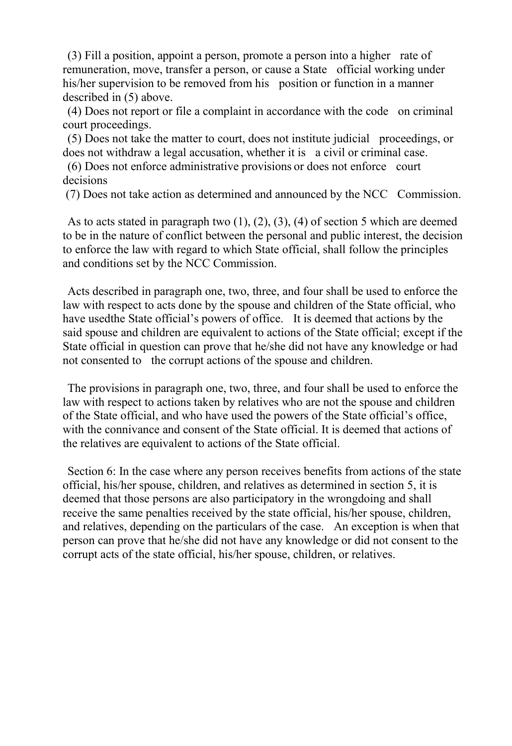(3) Fill a position, appoint a person, promote a person into a higher rate of remuneration, move, transfer a person, or cause a State official working under his/her supervision to be removed from his position or function in a manner described in (5) above.

(4) Does not report or file a complaint in accordance with the code on criminal court proceedings.

(5) Does not take the matter to court, does not institute judicial proceedings, or does not withdraw a legal accusation, whether it is a civil or criminal case.

(6) Does not enforce administrative provisions or does not enforce court decisions

(7) Does not take action as determined and announced by the NCC Commission.

As to acts stated in paragraph two (1), (2), (3), (4) of section 5 which are deemed to be in the nature of conflict between the personal and public interest, the decision to enforce the law with regard to which State official, shall follow the principles and conditions set by the NCC Commission.

Acts described in paragraph one, two, three, and four shall be used to enforce the law with respect to acts done by the spouse and children of the State official, who have usedthe State official's powers of office. It is deemed that actions by the said spouse and children are equivalent to actions of the State official; except if the State official in question can prove that he/she did not have any knowledge or had not consented to the corrupt actions of the spouse and children.

The provisions in paragraph one, two, three, and four shall be used to enforce the law with respect to actions taken by relatives who are not the spouse and children of the State official, and who have used the powers of the State official's office, with the connivance and consent of the State official. It is deemed that actions of the relatives are equivalent to actions of the State official.

Section 6: In the case where any person receives benefits from actions of the state official, his/her spouse, children, and relatives as determined in section 5, it is deemed that those persons are also participatory in the wrongdoing and shall receive the same penalties received by the state official, his/her spouse, children, and relatives, depending on the particulars of the case. An exception is when that person can prove that he/she did not have any knowledge or did not consent to the corrupt acts of the state official, his/her spouse, children, or relatives.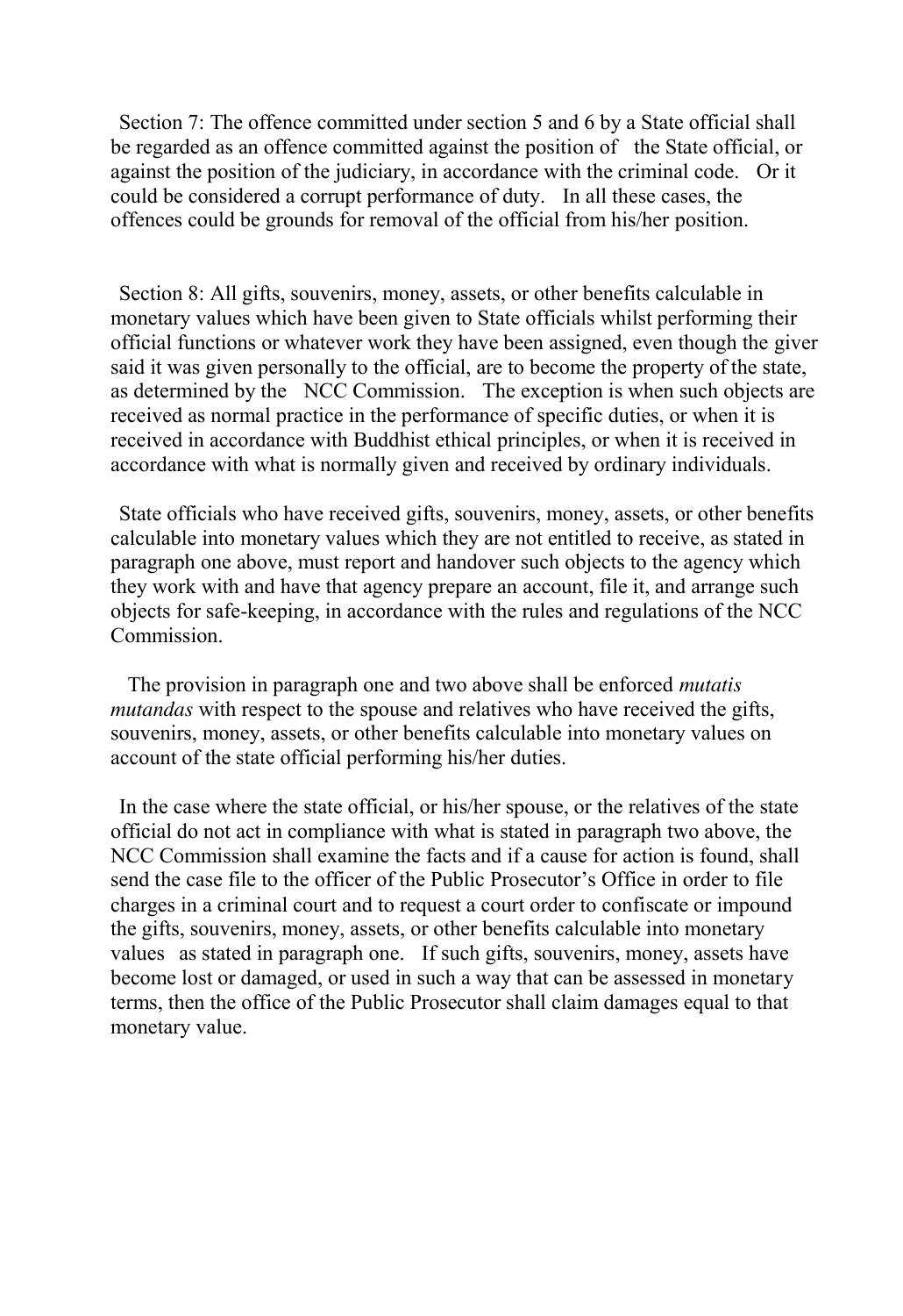Section 7: The offence committed under section 5 and 6 by a State official shall be regarded as an offence committed against the position of the State official, or against the position of the judiciary, in accordance with the criminal code. Or it could be considered a corrupt performance of duty. In all these cases, the offences could be grounds for removal of the official from his/her position.

Section 8: All gifts, souvenirs, money, assets, or other benefits calculable in monetary values which have been given to State officials whilst performing their official functions or whatever work they have been assigned, even though the giver said it was given personally to the official, are to become the property of the state, as determined by the NCC Commission. The exception is when such objects are received as normal practice in the performance of specific duties, or when it is received in accordance with Buddhist ethical principles, or when it is received in accordance with what is normally given and received by ordinary individuals.

State officials who have received gifts, souvenirs, money, assets, or other benefits calculable into monetary values which they are not entitled to receive, as stated in paragraph one above, must report and handover such objects to the agency which they work with and have that agency prepare an account, file it, and arrange such objects for safe-keeping, in accordance with the rules and regulations of the NCC Commission.

The provision in paragraph one and two above shall be enforced *mutatis mutandas* with respect to the spouse and relatives who have received the gifts, souvenirs, money, assets, or other benefits calculable into monetary values on account of the state official performing his/her duties.

In the case where the state official, or his/her spouse, or the relatives of the state official do not act in compliance with what is stated in paragraph two above, the NCC Commission shall examine the facts and if a cause for action is found, shall send the case file to the officer of the Public Prosecutor's Office in order to file charges in a criminal court and to request a court order to confiscate or impound the gifts, souvenirs, money, assets, or other benefits calculable into monetary values as stated in paragraph one. If such gifts, souvenirs, money, assets have become lost or damaged, or used in such a way that can be assessed in monetary terms, then the office of the Public Prosecutor shall claim damages equal to that monetary value.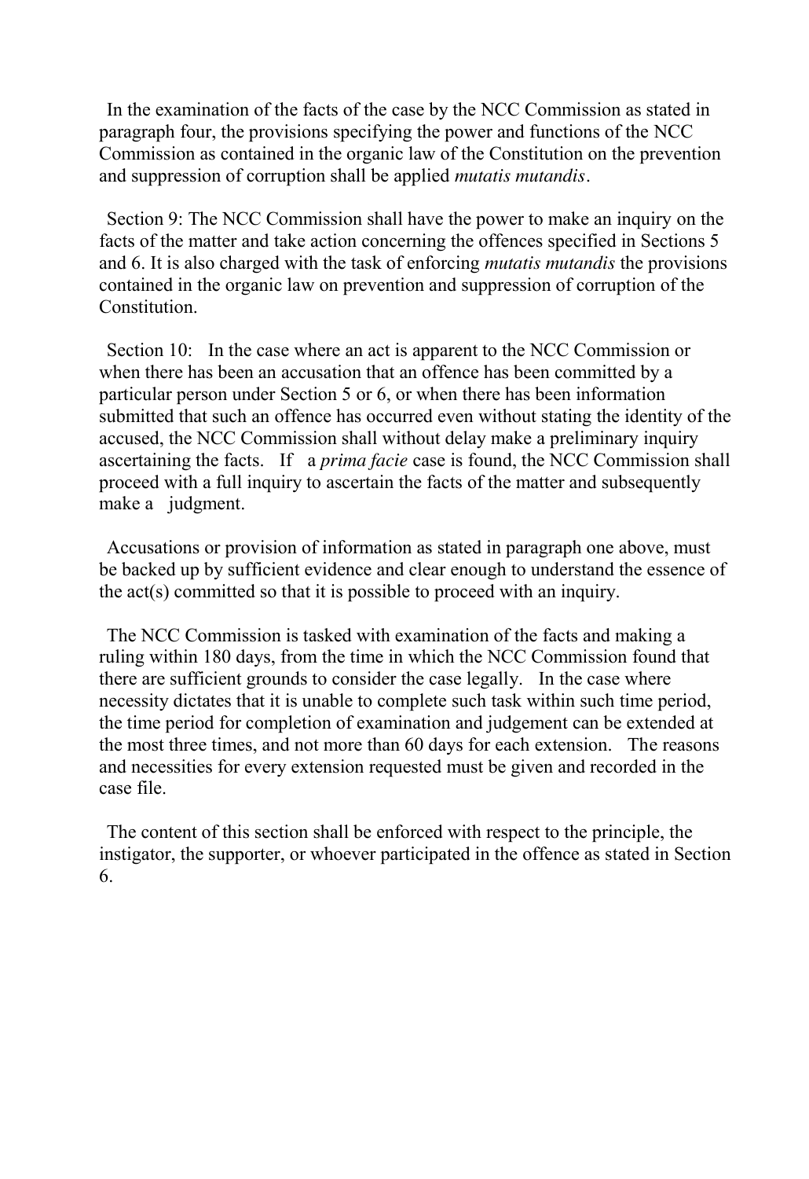In the examination of the facts of the case by the NCC Commission as stated in paragraph four, the provisions specifying the power and functions of the NCC Commission as contained in the organic law of the Constitution on the prevention and suppression of corruption shall be applied *mutatis mutandis*.

Section 9: The NCC Commission shall have the power to make an inquiry on the facts of the matter and take action concerning the offences specified in Sections 5 and 6. It is also charged with the task of enforcing *mutatis mutandis* the provisions contained in the organic law on prevention and suppression of corruption of the Constitution.

Section 10: In the case where an act is apparent to the NCC Commission or when there has been an accusation that an offence has been committed by a particular person under Section 5 or 6, or when there has been information submitted that such an offence has occurred even without stating the identity of the accused, the NCC Commission shall without delay make a preliminary inquiry ascertaining the facts. If a *prima facie* case is found, the NCC Commission shall proceed with a full inquiry to ascertain the facts of the matter and subsequently make a judgment.

Accusations or provision of information as stated in paragraph one above, must be backed up by sufficient evidence and clear enough to understand the essence of the act(s) committed so that it is possible to proceed with an inquiry.

The NCC Commission is tasked with examination of the facts and making a ruling within 180 days, from the time in which the NCC Commission found that there are sufficient grounds to consider the case legally. In the case where necessity dictates that it is unable to complete such task within such time period, the time period for completion of examination and judgement can be extended at the most three times, and not more than 60 days for each extension. The reasons and necessities for every extension requested must be given and recorded in the case file.

The content of this section shall be enforced with respect to the principle, the instigator, the supporter, or whoever participated in the offence as stated in Section 6.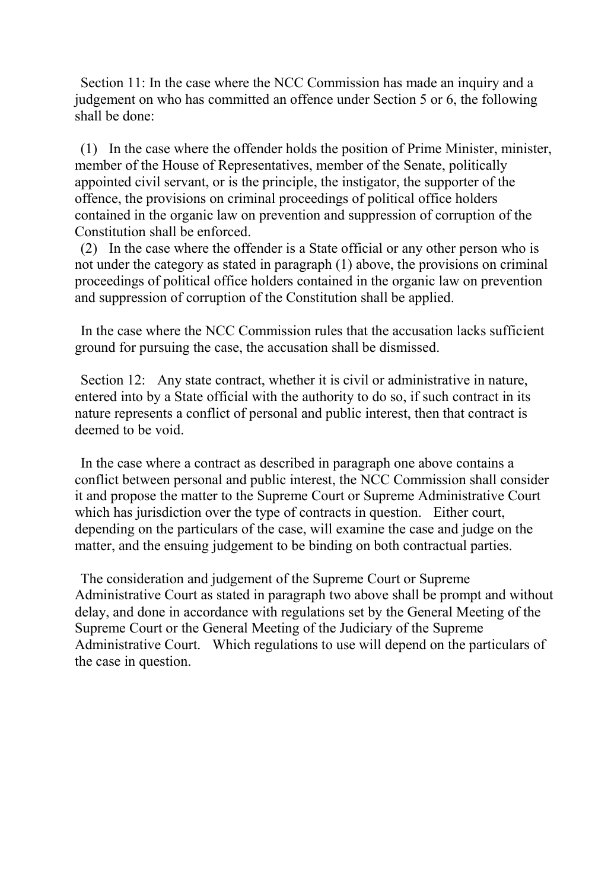Section 11: In the case where the NCC Commission has made an inquiry and a judgement on who has committed an offence under Section 5 or 6, the following shall be done:

(1) In the case where the offender holds the position of Prime Minister, minister, member of the House of Representatives, member of the Senate, politically appointed civil servant, or is the principle, the instigator, the supporter of the offence, the provisions on criminal proceedings of political office holders contained in the organic law on prevention and suppression of corruption of the Constitution shall be enforced.

(2) In the case where the offender is a State official or any other person who is not under the category as stated in paragraph (1) above, the provisions on criminal proceedings of political office holders contained in the organic law on prevention and suppression of corruption of the Constitution shall be applied.

In the case where the NCC Commission rules that the accusation lacks sufficient ground for pursuing the case, the accusation shall be dismissed.

Section 12: Any state contract, whether it is civil or administrative in nature, entered into by a State official with the authority to do so, if such contract in its nature represents a conflict of personal and public interest, then that contract is deemed to be void.

In the case where a contract as described in paragraph one above contains a conflict between personal and public interest, the NCC Commission shall consider it and propose the matter to the Supreme Court or Supreme Administrative Court which has jurisdiction over the type of contracts in question. Either court, depending on the particulars of the case, will examine the case and judge on the matter, and the ensuing judgement to be binding on both contractual parties.

The consideration and judgement of the Supreme Court or Supreme Administrative Court as stated in paragraph two above shall be prompt and without delay, and done in accordance with regulations set by the General Meeting of the Supreme Court or the General Meeting of the Judiciary of the Supreme Administrative Court. Which regulations to use will depend on the particulars of the case in question.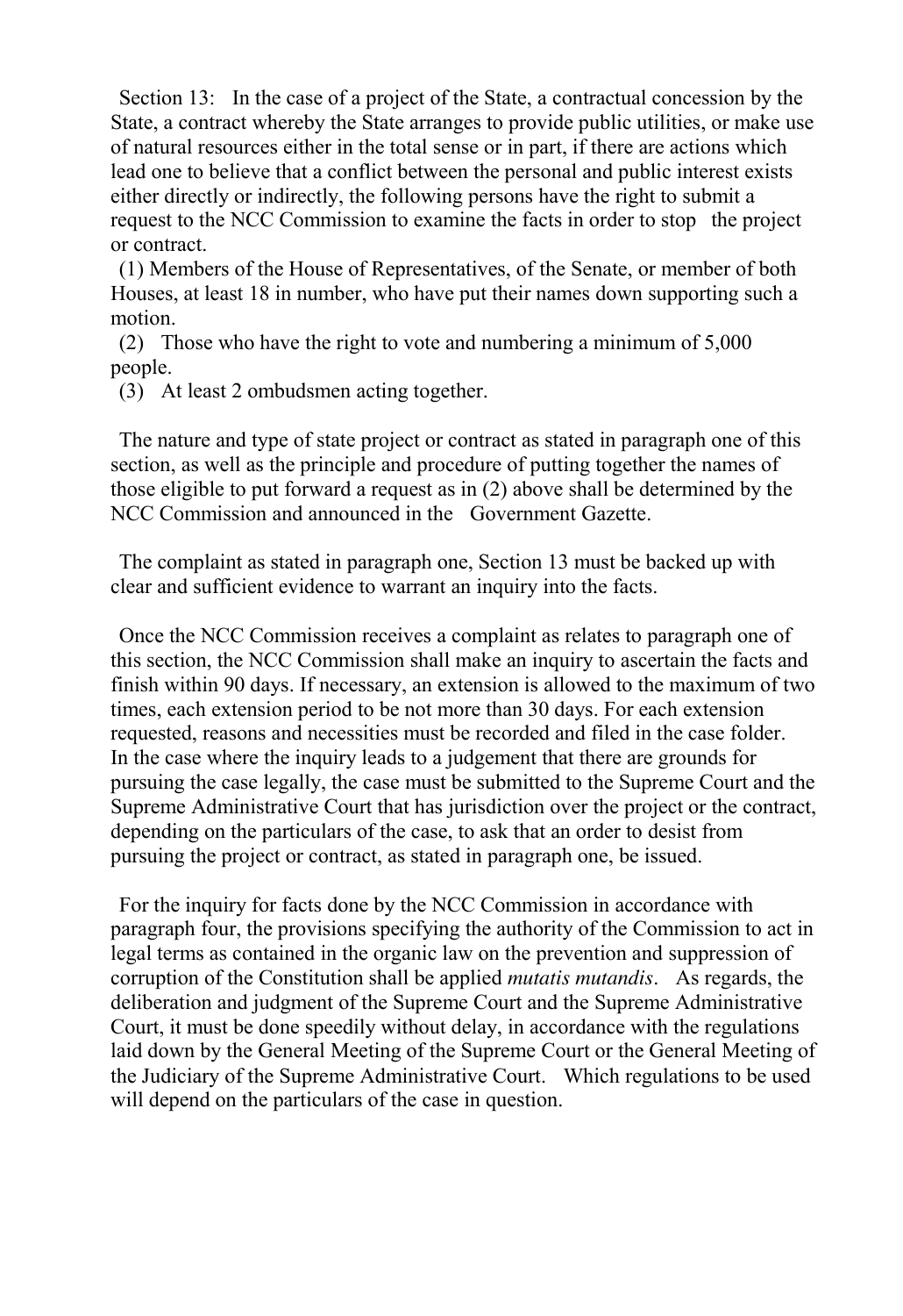Section 13: In the case of a project of the State, a contractual concession by the State, a contract whereby the State arranges to provide public utilities, or make use of natural resources either in the total sense or in part, if there are actions which lead one to believe that a conflict between the personal and public interest exists either directly or indirectly, the following persons have the right to submit a request to the NCC Commission to examine the facts in order to stop the project or contract.

(1) Members of the House of Representatives, of the Senate, or member of both Houses, at least 18 in number, who have put their names down supporting such a motion.

(2) Those who have the right to vote and numbering a minimum of 5,000 people.

(3) At least 2 ombudsmen acting together.

The nature and type of state project or contract as stated in paragraph one of this section, as well as the principle and procedure of putting together the names of those eligible to put forward a request as in (2) above shall be determined by the NCC Commission and announced in the Government Gazette.

The complaint as stated in paragraph one, Section 13 must be backed up with clear and sufficient evidence to warrant an inquiry into the facts.

Once the NCC Commission receives a complaint as relates to paragraph one of this section, the NCC Commission shall make an inquiry to ascertain the facts and finish within 90 days. If necessary, an extension is allowed to the maximum of two times, each extension period to be not more than 30 days. For each extension requested, reasons and necessities must be recorded and filed in the case folder. In the case where the inquiry leads to a judgement that there are grounds for pursuing the case legally, the case must be submitted to the Supreme Court and the Supreme Administrative Court that has jurisdiction over the project or the contract, depending on the particulars of the case, to ask that an order to desist from pursuing the project or contract, as stated in paragraph one, be issued.

For the inquiry for facts done by the NCC Commission in accordance with paragraph four, the provisions specifying the authority of the Commission to act in legal terms as contained in the organic law on the prevention and suppression of corruption of the Constitution shall be applied *mutatis mutandis*. As regards, the deliberation and judgment of the Supreme Court and the Supreme Administrative Court, it must be done speedily without delay, in accordance with the regulations laid down by the General Meeting of the Supreme Court or the General Meeting of the Judiciary of the Supreme Administrative Court. Which regulations to be used will depend on the particulars of the case in question.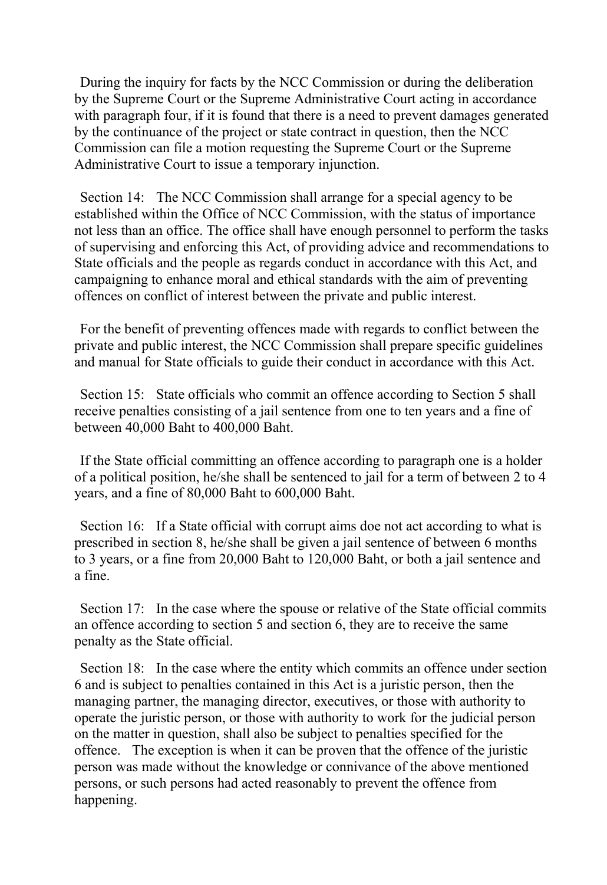During the inquiry for facts by the NCC Commission or during the deliberation by the Supreme Court or the Supreme Administrative Court acting in accordance with paragraph four, if it is found that there is a need to prevent damages generated by the continuance of the project or state contract in question, then the NCC Commission can file a motion requesting the Supreme Court or the Supreme Administrative Court to issue a temporary injunction.

Section 14: The NCC Commission shall arrange for a special agency to be established within the Office of NCC Commission, with the status of importance not less than an office. The office shall have enough personnel to perform the tasks of supervising and enforcing this Act, of providing advice and recommendations to State officials and the people as regards conduct in accordance with this Act, and campaigning to enhance moral and ethical standards with the aim of preventing offences on conflict of interest between the private and public interest.

For the benefit of preventing offences made with regards to conflict between the private and public interest, the NCC Commission shall prepare specific guidelines and manual for State officials to guide their conduct in accordance with this Act.

Section 15: State officials who commit an offence according to Section 5 shall receive penalties consisting of a jail sentence from one to ten years and a fine of between 40,000 Baht to 400,000 Baht.

If the State official committing an offence according to paragraph one is a holder of a political position, he/she shall be sentenced to jail for a term of between 2 to 4 years, and a fine of 80,000 Baht to 600,000 Baht.

Section 16: If a State official with corrupt aims doe not act according to what is prescribed in section 8, he/she shall be given a jail sentence of between 6 months to 3 years, or a fine from 20,000 Baht to 120,000 Baht, or both a jail sentence and a fine.

Section 17: In the case where the spouse or relative of the State official commits an offence according to section 5 and section 6, they are to receive the same penalty as the State official.

Section 18: In the case where the entity which commits an offence under section 6 and is subject to penalties contained in this Act is a juristic person, then the managing partner, the managing director, executives, or those with authority to operate the juristic person, or those with authority to work for the judicial person on the matter in question, shall also be subject to penalties specified for the offence. The exception is when it can be proven that the offence of the juristic person was made without the knowledge or connivance of the above mentioned persons, or such persons had acted reasonably to prevent the offence from happening.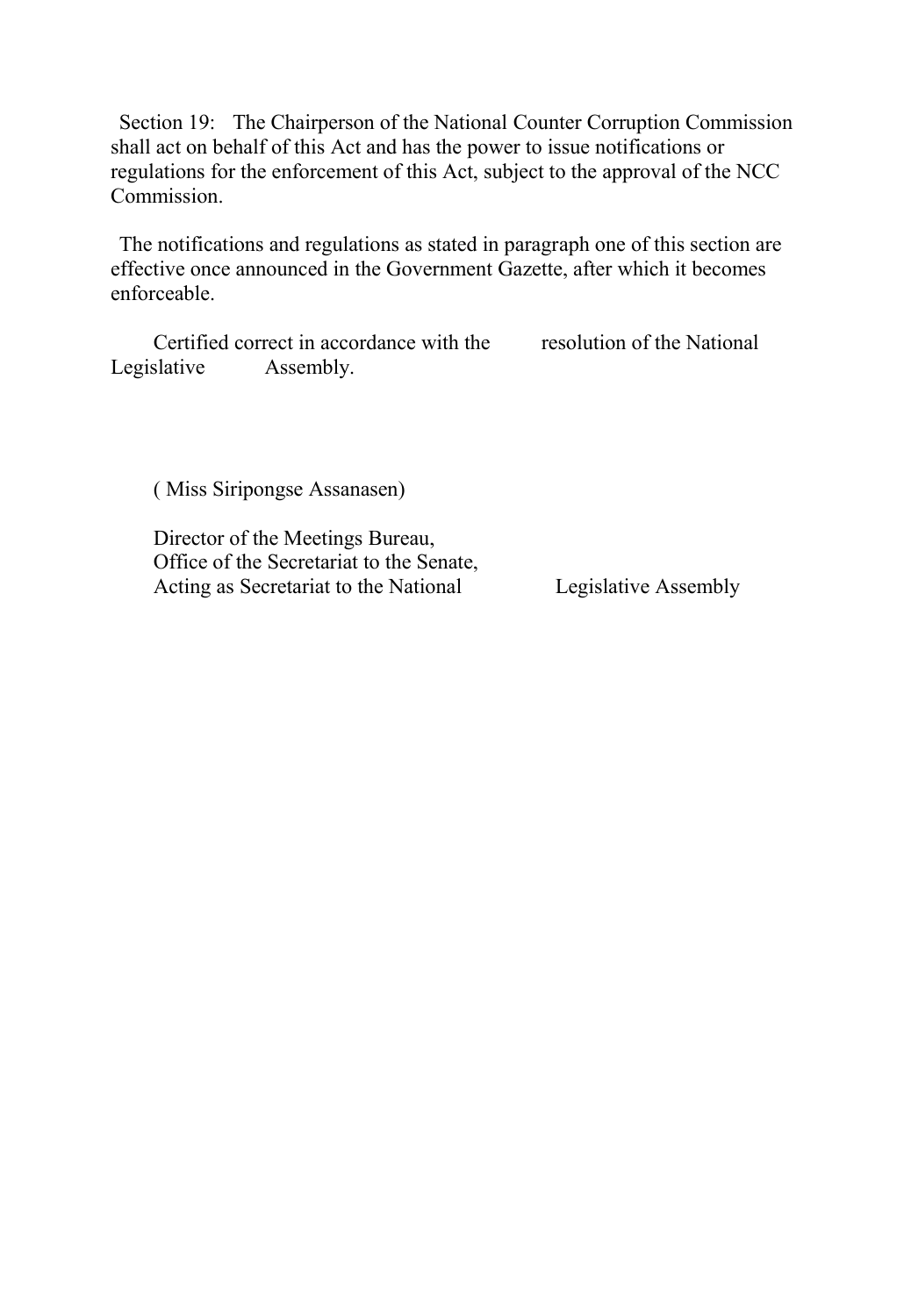Section 19: The Chairperson of the National Counter Corruption Commission shall act on behalf of this Act and has the power to issue notifications or regulations for the enforcement of this Act, subject to the approval of the NCC Commission.

The notifications and regulations as stated in paragraph one of this section are effective once announced in the Government Gazette, after which it becomes enforceable.

Certified correct in accordance with the resolution of the National Legislative Assembly.

( Miss Siripongse Assanasen)

Director of the Meetings Bureau,
Office of the Secretariat to the Senate,
Acting as Secretariat to the National Legislative Assembly